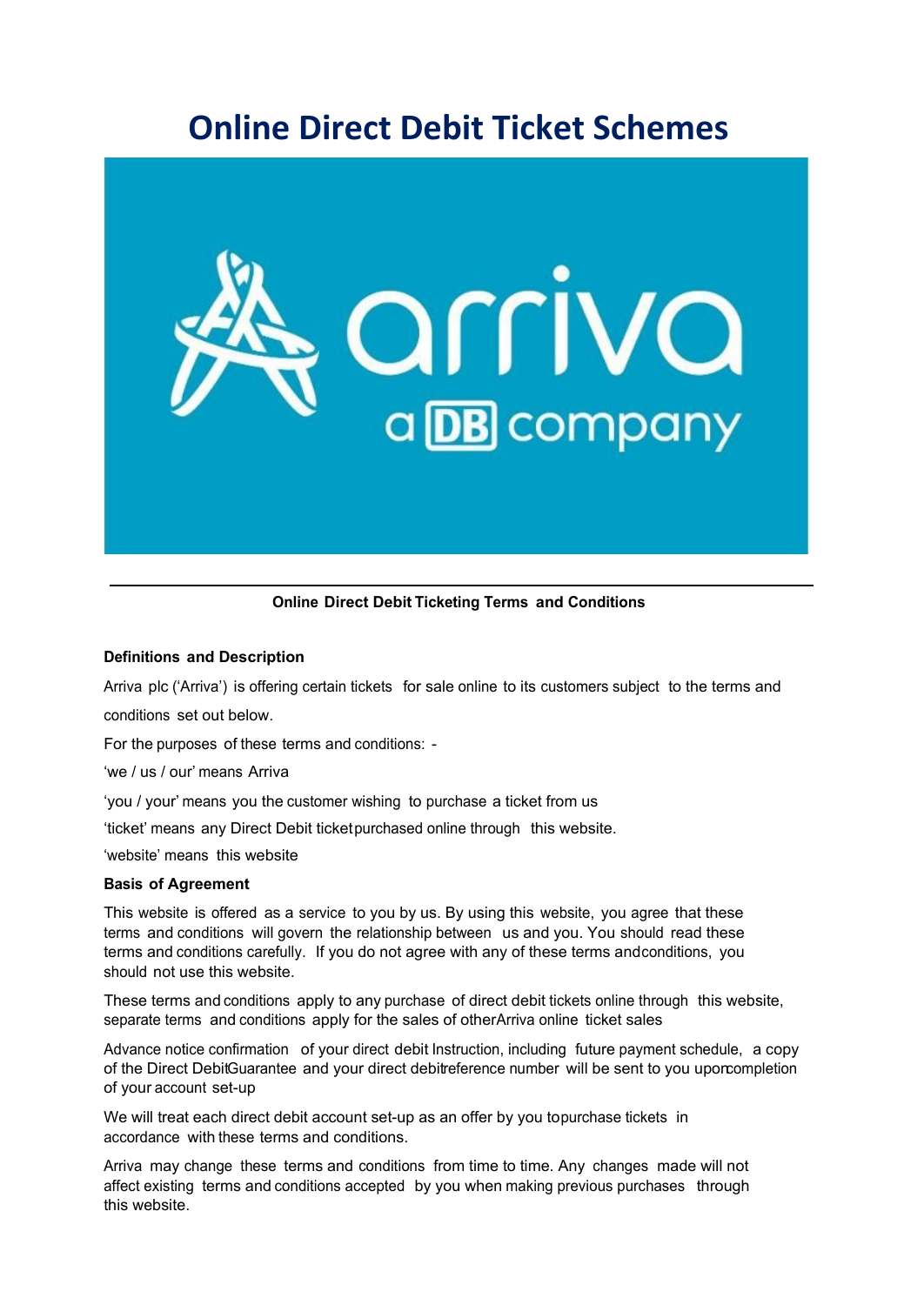# Online Direct Debit Ticket Schemes

**Online Direct Debit Ticketing Terms and Conditions**

**Definitions and Description**

Arriva plc ('Arriva') is offering certain tickets for sale online to its customers subject to the terms and conditions set out below.

For the purposes of these terms and conditions: -

'we / us / our' means Arriva

'you / your' means you the customer wishing to purchase a ticket from us

'ticket' means any Direct Debit ticket purchased online through this website.

'website' means this website

**Basis of Agreement**

This website is offered as a service to you by us. By using this website, you agree that these terms and conditions will govern the relationship between us and you. You should read these terms and conditions carefully. If you do not agree with any of these terms and conditions, you should not use this website.

These terms and conditions apply to any purchase of direct debit tickets online through this website, separate terms and conditions apply for the sales of other Arriva online ticket sales

Advance notice confirmation of your direct debit Instruction, including future payment schedule, a copy of the Direct Debit Guarantee and your direct debit reference number will be sent to you upon completion of your account set-up

We will treat each direct debit account set-up as an offer by you to purchase tickets in accordance with these terms and conditions.

Arriva may change these terms and conditions from time to time. Any changes made will not affect existing terms and conditions accepted by you when making previous purchases through this website.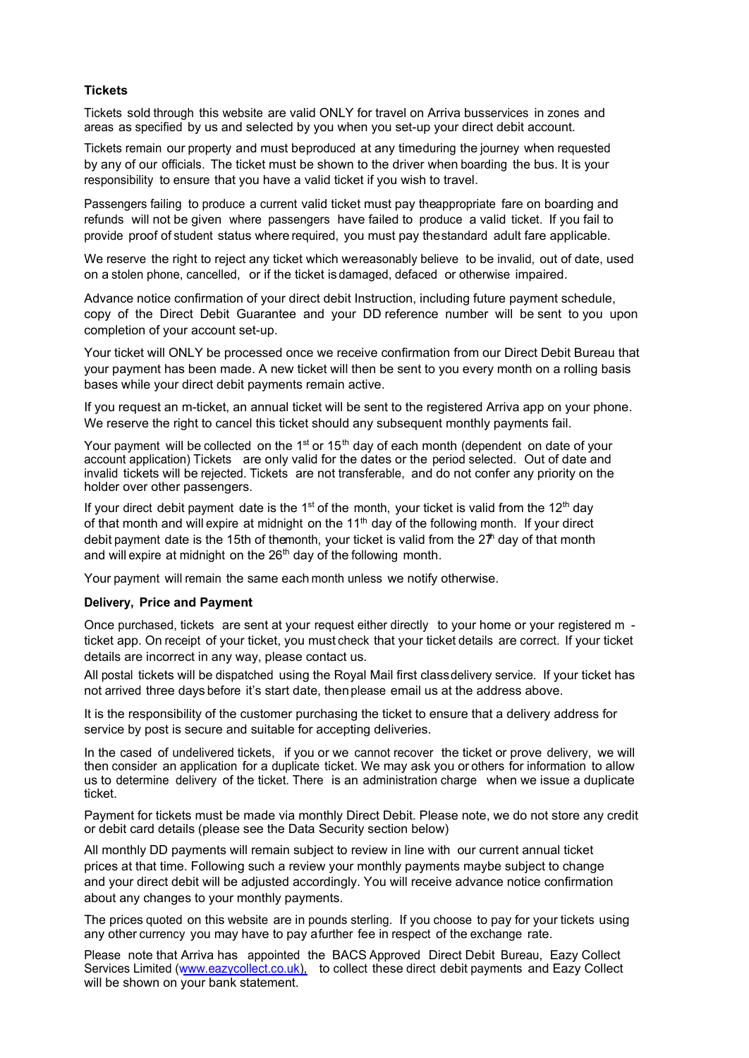**Tickets**

Tickets sold through this website are valid ONLY for travel on Arriva busservices in zones and areas as specified by us and selected by you when you set-up your direct debit account.

Tickets remain our property and must beproduced at any timeduring the journey when requested by any of our officials. The ticket must be shown to the driver when boarding the bus. It is your responsibility to ensure that you have a valid ticket if you wish to travel.

Passengers failing to produce a current valid ticket must pay theappropriate fare on boarding and refunds will not be given where passengers have failed to produce a valid ticket. If you fail to provide proof of student status where required, you must pay thestandard adult fare applicable.

We reserve the right to reject any ticket which wereasonably believe to be invalid, out of date, used on a stolen phone, cancelled, or if the ticket is damaged, defaced or otherwise impaired.

Advance notice confirmation of your direct debit Instruction, including future payment schedule, copy of the Direct Debit Guarantee and your DD reference number will be sent to you upon completion of your account set-up.

Your ticket will ONLY be processed once we receive confirmation from our Direct Debit Bureau that your payment has been made. A new ticket will then be sent to you every month on a rolling basis bases while your direct debit payments remain active.

If you request an m-ticket, an annual ticket will be sent to the registered Arriva app on your phone. We reserve the right to cancel this ticket should any subsequent monthly payments fail.

Your payment will be collected on the 1st or 15th day of each month (dependent on date of your account application) Tickets are only valid for the dates or the period selected. Out of date and invalid tickets will be rejected. Tickets are not transferable, and do not confer any priority on the holder over other passengers.

If your direct debit payment date is the 1st of the month, your ticket is valid from the 12th day of that month and will expire at midnight on the 11th day of the following month. If your direct debit payment date is the 15th of themonth, your ticket is valid from the 27th day of that month and will expire at midnight on the 26th day of the following month.

Your payment will remain the same each month unless we notify otherwise.

**Delivery, Price and Payment**

Once purchased, tickets are sent at your request either directly to your home or your registered m - ticket app. On receipt of your ticket, you must check that your ticket details are correct. If your ticket details are incorrect in any way, please contact us.

All postal tickets will be dispatched using the Royal Mail first classdelivery service. If your ticket has not arrived three days before it's start date, thenplease email us at the address above.

It is the responsibility of the customer purchasing the ticket to ensure that a delivery address for service by post is secure and suitable for accepting deliveries.

In the cased of undelivered tickets, if you or we cannot recover the ticket or prove delivery, we will then consider an application for a duplicate ticket. We may ask you or others for information to allow us to determine delivery of the ticket. There is an administration charge when we issue a duplicate ticket.

Payment for tickets must be made via monthly Direct Debit. Please note, we do not store any credit or debit card details (please see the Data Security section below)

All monthly DD payments will remain subject to review in line with our current annual ticket prices at that time. Following such a review your monthly payments maybe subject to change and your direct debit will be adjusted accordingly. You will receive advance notice confirmation about any changes to your monthly payments.

The prices quoted on this website are in pounds sterling. If you choose to pay for your tickets using any other currency you may have to pay afurther fee in respect of the exchange rate.

Please note that Arriva has appointed the BACS Approved Direct Debit Bureau, Eazy Collect Services Limited (www.eazycollect.co.uk), to collect these direct debit payments and Eazy Collect will be shown on your bank statement.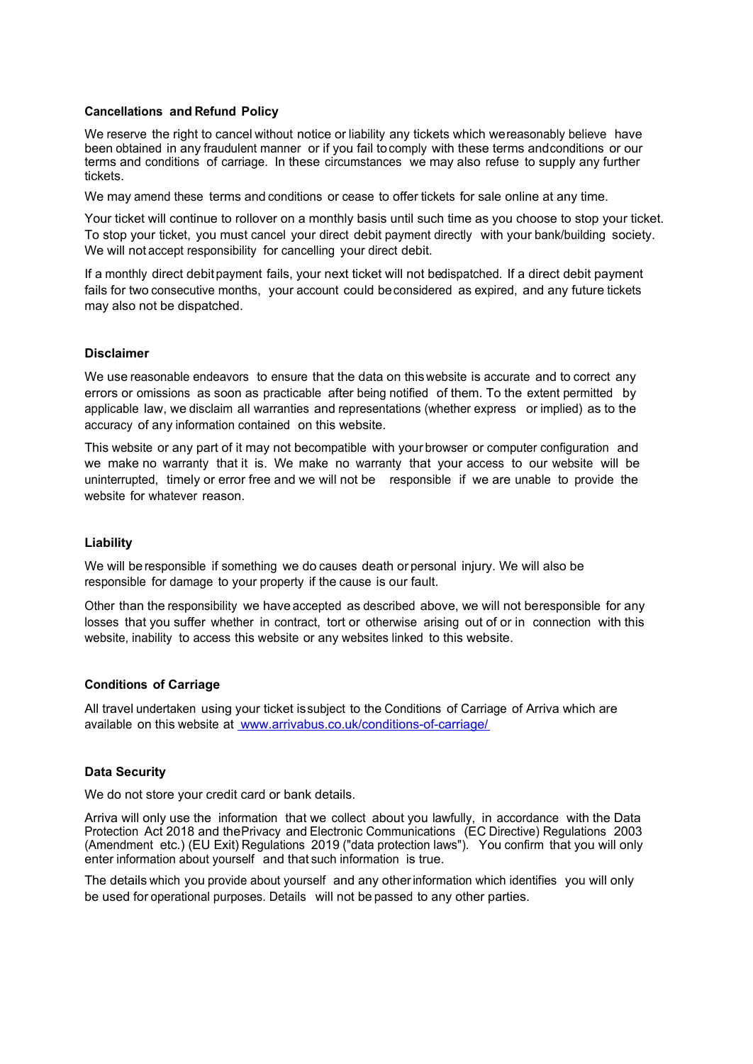**Cancellations and Refund Policy**

We reserve the right to cancel without notice or liability any tickets which we reasonably believe have been obtained in any fraudulent manner or if you fail to comply with these terms and conditions or our terms and conditions of carriage. In these circumstances we may also refuse to supply any further tickets.

We may amend these terms and conditions or cease to offer tickets for sale online at any time.

Your ticket will continue to rollover on a monthly basis until such time as you choose to stop your ticket. To stop your ticket, you must cancel your direct debit payment directly with your bank/building society. We will not accept responsibility for cancelling your direct debit.

If a monthly direct debit payment fails, your next ticket will not be dispatched. If a direct debit payment fails for two consecutive months, your account could be considered as expired, and any future tickets may also not be dispatched.

**Disclaimer**

We use reasonable endeavors to ensure that the data on this website is accurate and to correct any errors or omissions as soon as practicable after being notified of them. To the extent permitted by applicable law, we disclaim all warranties and representations (whether express or implied) as to the accuracy of any information contained on this website.

This website or any part of it may not be compatible with your browser or computer configuration and we make no warranty that it is. We make no warranty that your access to our website will be uninterrupted, timely or error free and we will not be responsible if we are unable to provide the website for whatever reason.

**Liability**

We will be responsible if something we do causes death or personal injury. We will also be responsible for damage to your property if the cause is our fault.

Other than the responsibility we have accepted as described above, we will not be responsible for any losses that you suffer whether in contract, tort or otherwise arising out of or in connection with this website, inability to access this website or any websites linked to this website.

**Conditions of Carriage**

All travel undertaken using your ticket is subject to the Conditions of Carriage of Arriva which are available on this website at [www.arrivabus.co.uk/conditions-of-carriage/](www.arrivabus.co.uk/conditions-of-carriage/)

**Data Security**

We do not store your credit card or bank details.

Arriva will only use the information that we collect about you lawfully, in accordance with the Data Protection Act 2018 and the Privacy and Electronic Communications (EC Directive) Regulations 2003 (Amendment etc.) (EU Exit) Regulations 2019 ("data protection laws"). You confirm that you will only enter information about yourself and that such information is true.

The details which you provide about yourself and any other information which identifies you will only be used for operational purposes. Details will not be passed to any other parties.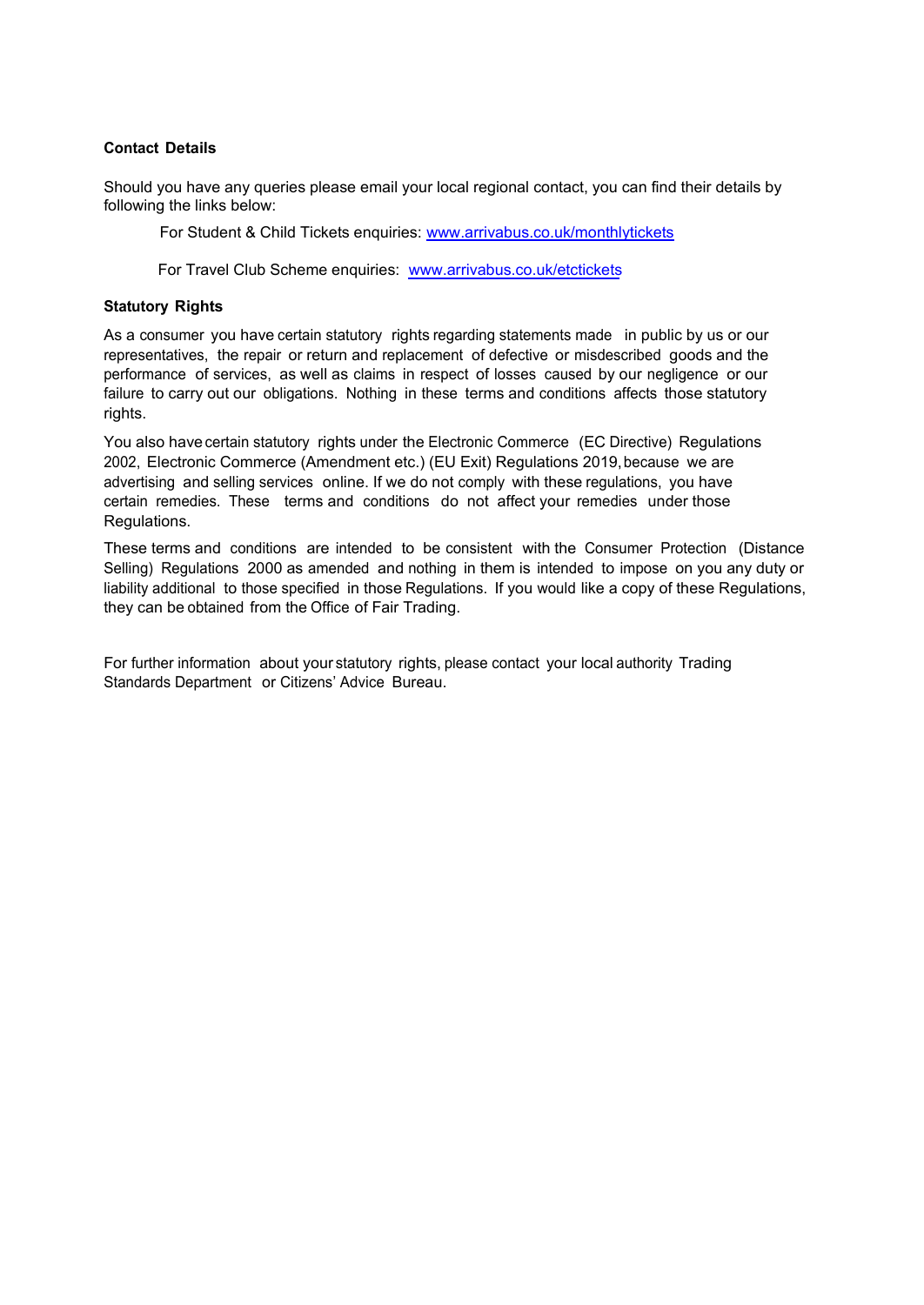**Contact Details**

Should you have any queries please email your local regional contact, you can find their details by following the links below:

For Student & Child Tickets enquiries: [www.arrivabus.co.uk/monthlytickets](http://www.arrivabus.co.uk/monthlytickets)

For Travel Club Scheme enquiries: [www.arrivabus.co.uk/etctickets](http://www.arrivabus.co.uk/etctickets)

**Statutory Rights**

As a consumer you have certain statutory rights regarding statements made in public by us or our representatives, the repair or return and replacement of defective or misdescribed goods and the performance of services, as well as claims in respect of losses caused by our negligence or our failure to carry out our obligations. Nothing in these terms and conditions affects those statutory rights.

You also have certain statutory rights under the Electronic Commerce (EC Directive) Regulations 2002, Electronic Commerce (Amendment etc.) (EU Exit) Regulations 2019, because we are advertising and selling services online. If we do not comply with these regulations, you have certain remedies. These terms and conditions do not affect your remedies under those Regulations.

These terms and conditions are intended to be consistent with the Consumer Protection (Distance Selling) Regulations 2000 as amended and nothing in them is intended to impose on you any duty or liability additional to those specified in those Regulations. If you would like a copy of these Regulations, they can be obtained from the Office of Fair Trading.

For further information about your statutory rights, please contact your local authority Trading Standards Department or Citizens' Advice Bureau.